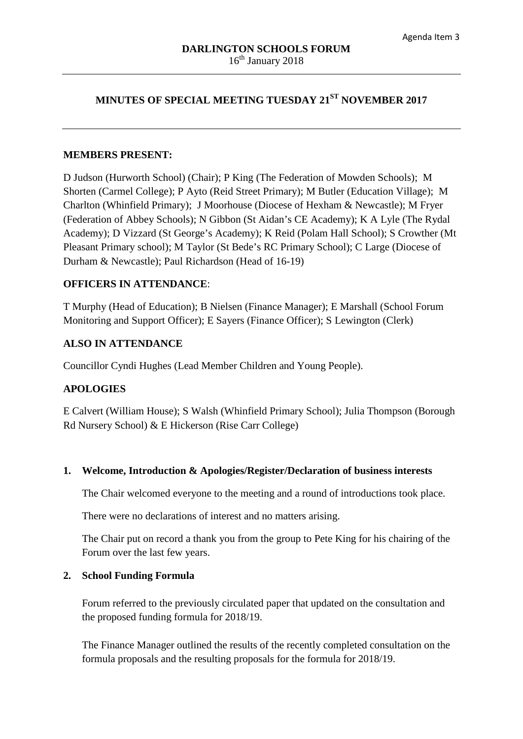Agenda Item 3

**DARLINGTON SCHOOLS FORUM**
16th January 2018

---

# MINUTES OF SPECIAL MEETING TUESDAY 21ST NOVEMBER 2017

---

## MEMBERS PRESENT:

D Judson (Hurworth School) (Chair); P King (The Federation of Mowden Schools); M Shorten (Carmel College); P Ayto (Reid Street Primary); M Butler (Education Village); M Charlton (Whinfield Primary); J Moorhouse (Diocese of Hexham & Newcastle); M Fryer (Federation of Abbey Schools); N Gibbon (St Aidan's CE Academy); K A Lyle (The Rydal Academy); D Vizzard (St George's Academy); K Reid (Polam Hall School); S Crowther (Mt Pleasant Primary school); M Taylor (St Bede's RC Primary School); C Large (Diocese of Durham & Newcastle); Paul Richardson (Head of 16-19)

## OFFICERS IN ATTENDANCE:

T Murphy (Head of Education); B Nielsen (Finance Manager); E Marshall (School Forum Monitoring and Support Officer); E Sayers (Finance Officer); S Lewington (Clerk)

## ALSO IN ATTENDANCE

Councillor Cyndi Hughes (Lead Member Children and Young People).

## APOLOGIES

E Calvert (William House); S Walsh (Whinfield Primary School); Julia Thompson (Borough Rd Nursery School) & E Hickerson (Rise Carr College)

### 1. Welcome, Introduction & Apologies/Register/Declaration of business interests

The Chair welcomed everyone to the meeting and a round of introductions took place.

There were no declarations of interest and no matters arising.

The Chair put on record a thank you from the group to Pete King for his chairing of the Forum over the last few years.

### 2. School Funding Formula

Forum referred to the previously circulated paper that updated on the consultation and the proposed funding formula for 2018/19.

The Finance Manager outlined the results of the recently completed consultation on the formula proposals and the resulting proposals for the formula for 2018/19.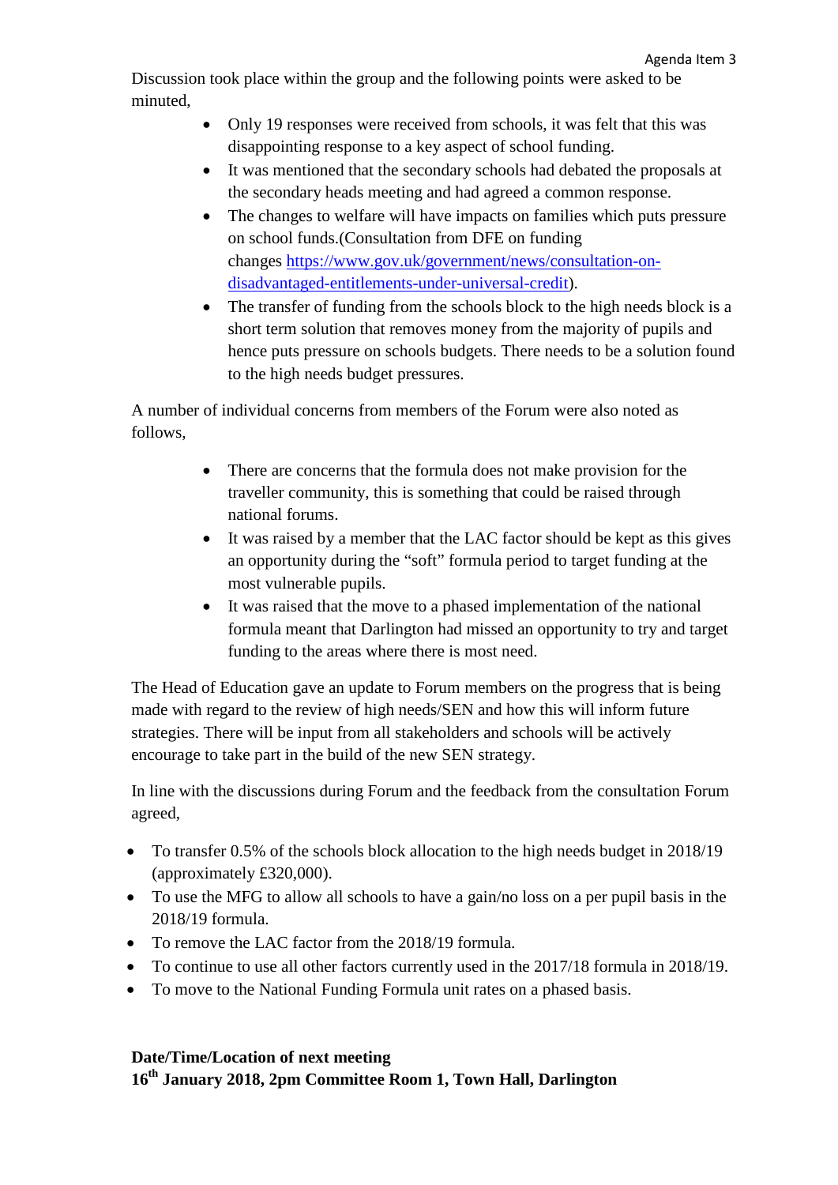Discussion took place within the group and the following points were asked to be minuted,

- Only 19 responses were received from schools, it was felt that this was disappointing response to a key aspect of school funding.
- It was mentioned that the secondary schools had debated the proposals at the secondary heads meeting and had agreed a common response.
- The changes to welfare will have impacts on families which puts pressure on school funds.(Consultation from DFE on funding changes [https://www.gov.uk/government/news/consultation-on-disadvantaged-entitlements-under-universal-credit](https://www.gov.uk/government/news/consultation-on-disadvantaged-entitlements-under-universal-credit)).
- The transfer of funding from the schools block to the high needs block is a short term solution that removes money from the majority of pupils and hence puts pressure on schools budgets. There needs to be a solution found to the high needs budget pressures.

A number of individual concerns from members of the Forum were also noted as follows,

- There are concerns that the formula does not make provision for the traveller community, this is something that could be raised through national forums.
- It was raised by a member that the LAC factor should be kept as this gives an opportunity during the "soft" formula period to target funding at the most vulnerable pupils.
- It was raised that the move to a phased implementation of the national formula meant that Darlington had missed an opportunity to try and target funding to the areas where there is most need.

The Head of Education gave an update to Forum members on the progress that is being made with regard to the review of high needs/SEN and how this will inform future strategies. There will be input from all stakeholders and schools will be actively encourage to take part in the build of the new SEN strategy.

In line with the discussions during Forum and the feedback from the consultation Forum agreed,

- To transfer 0.5% of the schools block allocation to the high needs budget in 2018/19 (approximately £320,000).
- To use the MFG to allow all schools to have a gain/no loss on a per pupil basis in the 2018/19 formula.
- To remove the LAC factor from the 2018/19 formula.
- To continue to use all other factors currently used in the 2017/18 formula in 2018/19.
- To move to the National Funding Formula unit rates on a phased basis.

**Date/Time/Location of next meeting**
**16th January 2018, 2pm Committee Room 1, Town Hall, Darlington**